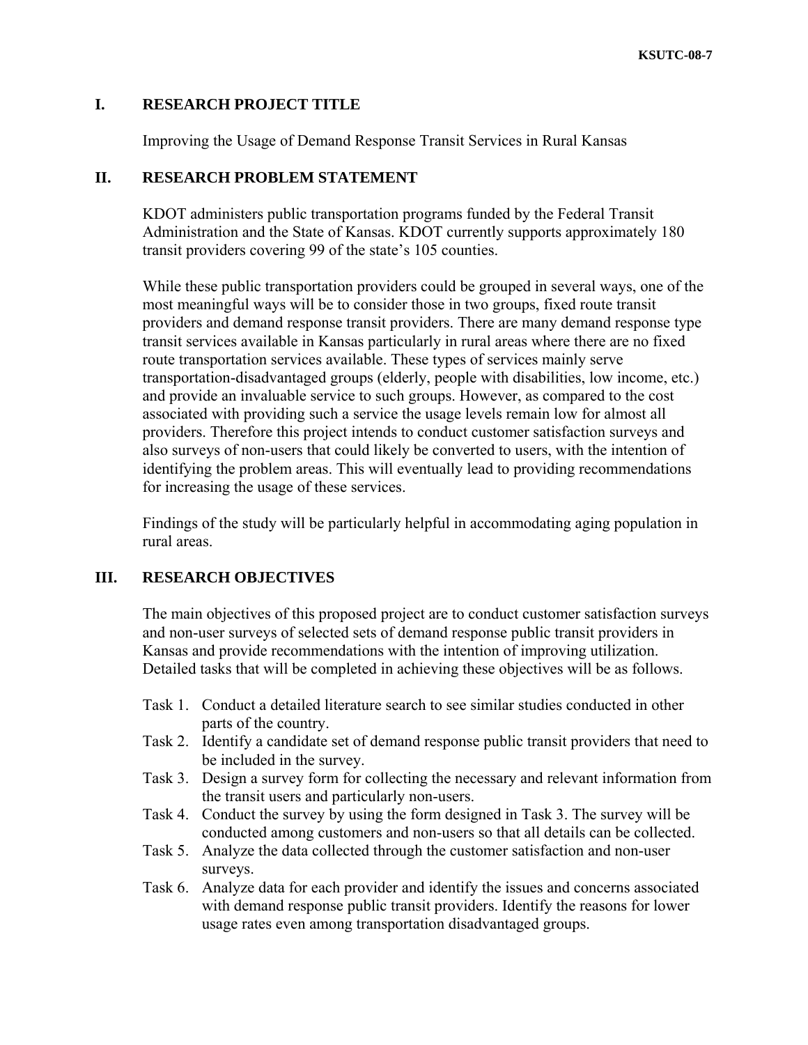## I. RESEARCH PROJECT TITLE

Improving the Usage of Demand Response Transit Services in Rural Kansas

## II. RESEARCH PROBLEM STATEMENT

KDOT administers public transportation programs funded by the Federal Transit Administration and the State of Kansas. KDOT currently supports approximately 180 transit providers covering 99 of the state's 105 counties.

While these public transportation providers could be grouped in several ways, one of the most meaningful ways will be to consider those in two groups, fixed route transit providers and demand response transit providers. There are many demand response type transit services available in Kansas particularly in rural areas where there are no fixed route transportation services available. These types of services mainly serve transportation-disadvantaged groups (elderly, people with disabilities, low income, etc.) and provide an invaluable service to such groups. However, as compared to the cost associated with providing such a service the usage levels remain low for almost all providers. Therefore this project intends to conduct customer satisfaction surveys and also surveys of non-users that could likely be converted to users, with the intention of identifying the problem areas. This will eventually lead to providing recommendations for increasing the usage of these services.

Findings of the study will be particularly helpful in accommodating aging population in rural areas.

## III. RESEARCH OBJECTIVES

The main objectives of this proposed project are to conduct customer satisfaction surveys and non-user surveys of selected sets of demand response public transit providers in Kansas and provide recommendations with the intention of improving utilization. Detailed tasks that will be completed in achieving these objectives will be as follows.

- Task 1. Conduct a detailed literature search to see similar studies conducted in other parts of the country.
- Task 2. Identify a candidate set of demand response public transit providers that need to be included in the survey.
- Task 3. Design a survey form for collecting the necessary and relevant information from the transit users and particularly non-users.
- Task 4. Conduct the survey by using the form designed in Task 3. The survey will be conducted among customers and non-users so that all details can be collected.
- Task 5. Analyze the data collected through the customer satisfaction and non-user surveys.
- Task 6. Analyze data for each provider and identify the issues and concerns associated with demand response public transit providers. Identify the reasons for lower usage rates even among transportation disadvantaged groups.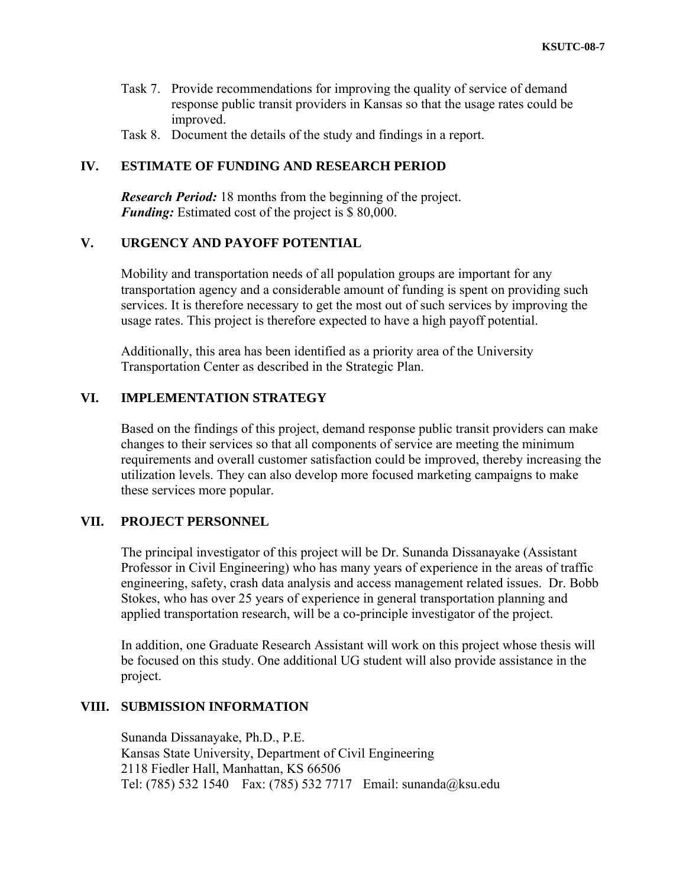Task 7. Provide recommendations for improving the quality of service of demand response public transit providers in Kansas so that the usage rates could be improved.

Task 8. Document the details of the study and findings in a report.

## IV. ESTIMATE OF FUNDING AND RESEARCH PERIOD

***Research Period:*** 18 months from the beginning of the project.
***Funding:*** Estimated cost of the project is $ 80,000.

## V. URGENCY AND PAYOFF POTENTIAL

Mobility and transportation needs of all population groups are important for any transportation agency and a considerable amount of funding is spent on providing such services. It is therefore necessary to get the most out of such services by improving the usage rates. This project is therefore expected to have a high payoff potential.

Additionally, this area has been identified as a priority area of the University Transportation Center as described in the Strategic Plan.

## VI. IMPLEMENTATION STRATEGY

Based on the findings of this project, demand response public transit providers can make changes to their services so that all components of service are meeting the minimum requirements and overall customer satisfaction could be improved, thereby increasing the utilization levels. They can also develop more focused marketing campaigns to make these services more popular.

## VII. PROJECT PERSONNEL

The principal investigator of this project will be Dr. Sunanda Dissanayake (Assistant Professor in Civil Engineering) who has many years of experience in the areas of traffic engineering, safety, crash data analysis and access management related issues. Dr. Bobb Stokes, who has over 25 years of experience in general transportation planning and applied transportation research, will be a co-principle investigator of the project.

In addition, one Graduate Research Assistant will work on this project whose thesis will be focused on this study. One additional UG student will also provide assistance in the project.

## VIII. SUBMISSION INFORMATION

Sunanda Dissanayake, Ph.D., P.E.
Kansas State University, Department of Civil Engineering
2118 Fiedler Hall, Manhattan, KS 66506
Tel: (785) 532 1540 Fax: (785) 532 7717 Email: sunanda@ksu.edu